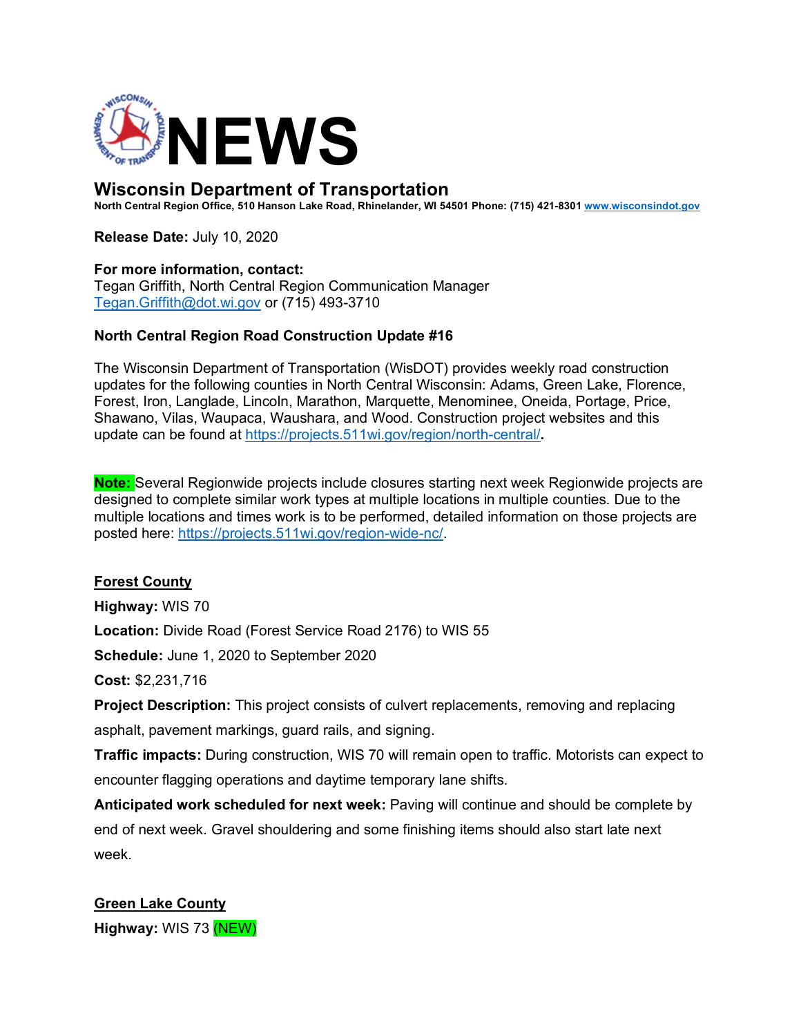# NEWS

## Wisconsin Department of Transportation

**North Central Region Office, 510 Hanson Lake Road, Rhinelander, WI 54501 Phone: (715) 421-8301 www.wisconsindot.gov**

**Release Date:** July 10, 2020

**For more information, contact:**
Tegan Griffith, North Central Region Communication Manager
Tegan.Griffith@dot.wi.gov or (715) 493-3710

**North Central Region Road Construction Update #16**

The Wisconsin Department of Transportation (WisDOT) provides weekly road construction updates for the following counties in North Central Wisconsin: Adams, Green Lake, Florence, Forest, Iron, Langlade, Lincoln, Marathon, Marquette, Menominee, Oneida, Portage, Price, Shawano, Vilas, Waupaca, Waushara, and Wood. Construction project websites and this update can be found at https://projects.511wi.gov/region/north-central/**.**

**Note:** Several Regionwide projects include closures starting next week Regionwide projects are designed to complete similar work types at multiple locations in multiple counties. Due to the multiple locations and times work is to be performed, detailed information on those projects are posted here: https://projects.511wi.gov/region-wide-nc/.

**Forest County**

**Highway:** WIS 70

**Location:** Divide Road (Forest Service Road 2176) to WIS 55

**Schedule:** June 1, 2020 to September 2020

**Cost:** $2,231,716

**Project Description:** This project consists of culvert replacements, removing and replacing asphalt, pavement markings, guard rails, and signing.

**Traffic impacts:** During construction, WIS 70 will remain open to traffic. Motorists can expect to encounter flagging operations and daytime temporary lane shifts.

**Anticipated work scheduled for next week:** Paving will continue and should be complete by end of next week. Gravel shouldering and some finishing items should also start late next week.

**Green Lake County**

**Highway:** WIS 73 (NEW)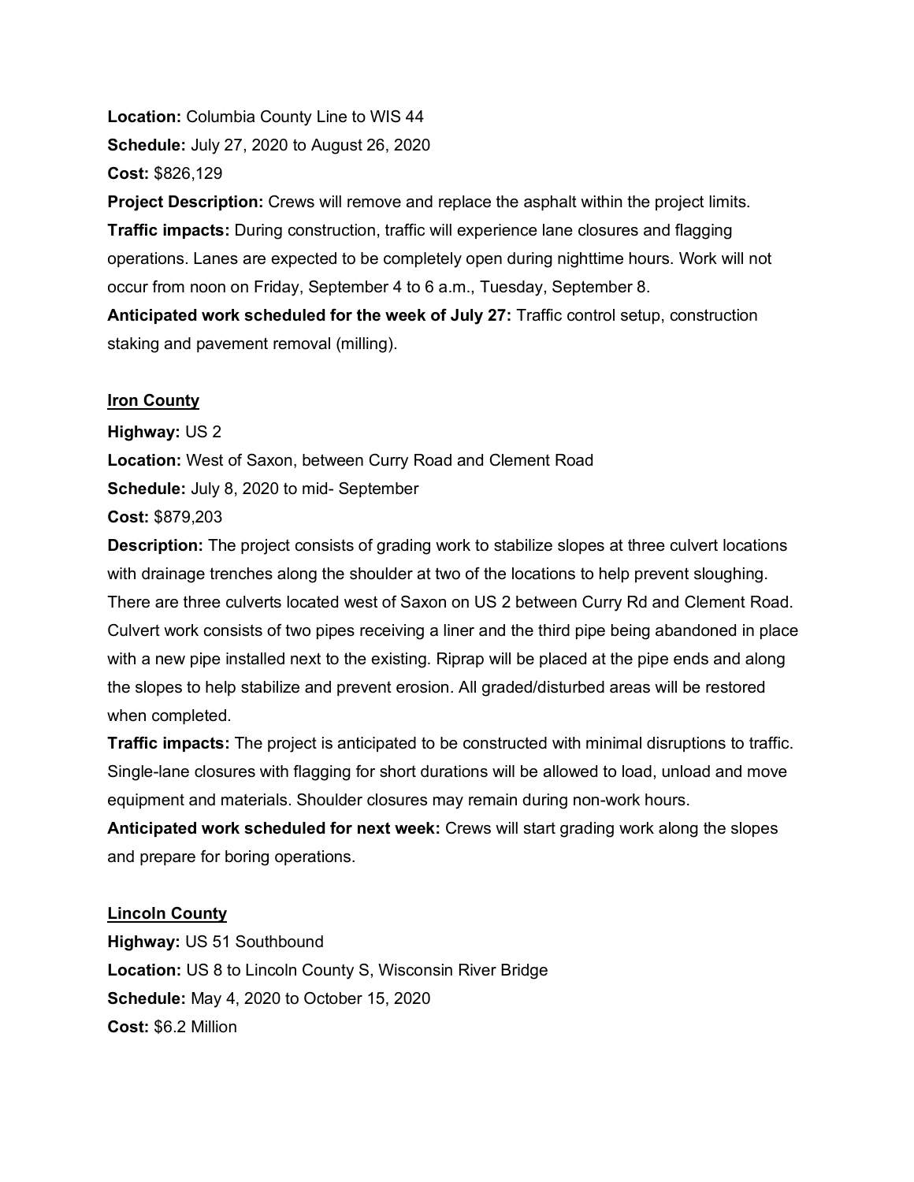**Location:** Columbia County Line to WIS 44

**Schedule:** July 27, 2020 to August 26, 2020

**Cost:** $826,129

**Project Description:** Crews will remove and replace the asphalt within the project limits.

**Traffic impacts:** During construction, traffic will experience lane closures and flagging operations. Lanes are expected to be completely open during nighttime hours. Work will not occur from noon on Friday, September 4 to 6 a.m., Tuesday, September 8.

**Anticipated work scheduled for the week of July 27:** Traffic control setup, construction staking and pavement removal (milling).

## <u>Iron County</u>

**Highway:** US 2

**Location:** West of Saxon, between Curry Road and Clement Road

**Schedule:** July 8, 2020 to mid- September

**Cost:** $879,203

**Description:** The project consists of grading work to stabilize slopes at three culvert locations with drainage trenches along the shoulder at two of the locations to help prevent sloughing. There are three culverts located west of Saxon on US 2 between Curry Rd and Clement Road. Culvert work consists of two pipes receiving a liner and the third pipe being abandoned in place with a new pipe installed next to the existing. Riprap will be placed at the pipe ends and along the slopes to help stabilize and prevent erosion. All graded/disturbed areas will be restored when completed.

**Traffic impacts:** The project is anticipated to be constructed with minimal disruptions to traffic. Single-lane closures with flagging for short durations will be allowed to load, unload and move equipment and materials. Shoulder closures may remain during non-work hours.

**Anticipated work scheduled for next week:** Crews will start grading work along the slopes and prepare for boring operations.

## <u>Lincoln County</u>

**Highway:** US 51 Southbound

**Location:** US 8 to Lincoln County S, Wisconsin River Bridge

**Schedule:** May 4, 2020 to October 15, 2020

**Cost:** $6.2 Million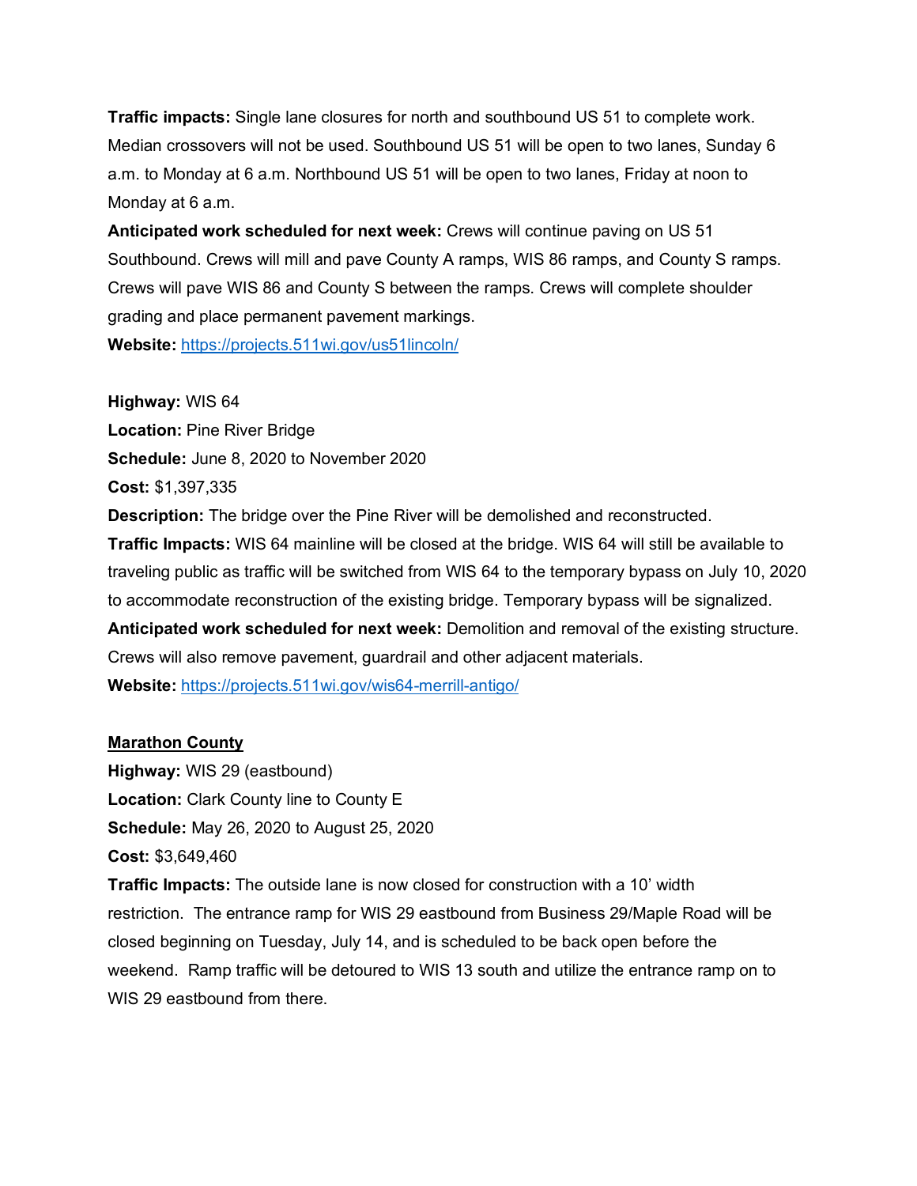**Traffic impacts:** Single lane closures for north and southbound US 51 to complete work. Median crossovers will not be used. Southbound US 51 will be open to two lanes, Sunday 6 a.m. to Monday at 6 a.m. Northbound US 51 will be open to two lanes, Friday at noon to Monday at 6 a.m.

**Anticipated work scheduled for next week:** Crews will continue paving on US 51 Southbound. Crews will mill and pave County A ramps, WIS 86 ramps, and County S ramps. Crews will pave WIS 86 and County S between the ramps. Crews will complete shoulder grading and place permanent pavement markings.

**Website:** https://projects.511wi.gov/us51lincoln/

**Highway:** WIS 64

**Location:** Pine River Bridge

**Schedule:** June 8, 2020 to November 2020

**Cost:** $1,397,335

**Description:** The bridge over the Pine River will be demolished and reconstructed.

**Traffic Impacts:** WIS 64 mainline will be closed at the bridge. WIS 64 will still be available to traveling public as traffic will be switched from WIS 64 to the temporary bypass on July 10, 2020 to accommodate reconstruction of the existing bridge. Temporary bypass will be signalized.

**Anticipated work scheduled for next week:** Demolition and removal of the existing structure. Crews will also remove pavement, guardrail and other adjacent materials.

**Website:** https://projects.511wi.gov/wis64-merrill-antigo/

## Marathon County

**Highway:** WIS 29 (eastbound)

**Location:** Clark County line to County E

**Schedule:** May 26, 2020 to August 25, 2020

**Cost:** $3,649,460

**Traffic Impacts:** The outside lane is now closed for construction with a 10' width restriction. The entrance ramp for WIS 29 eastbound from Business 29/Maple Road will be closed beginning on Tuesday, July 14, and is scheduled to be back open before the weekend. Ramp traffic will be detoured to WIS 13 south and utilize the entrance ramp on to WIS 29 eastbound from there.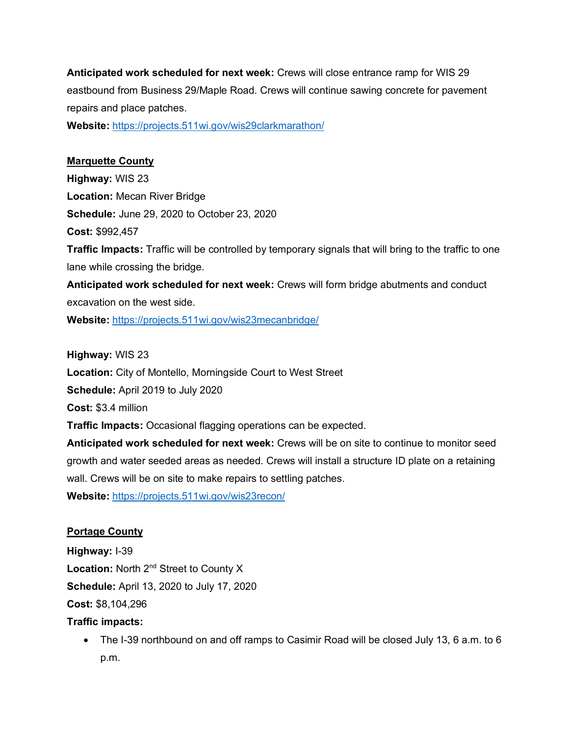**Anticipated work scheduled for next week:** Crews will close entrance ramp for WIS 29 eastbound from Business 29/Maple Road. Crews will continue sawing concrete for pavement repairs and place patches.
**Website:** https://projects.511wi.gov/wis29clarkmarathon/

**Marquette County**

**Highway:** WIS 23
**Location:** Mecan River Bridge
**Schedule:** June 29, 2020 to October 23, 2020
**Cost:** $992,457
**Traffic Impacts:** Traffic will be controlled by temporary signals that will bring to the traffic to one lane while crossing the bridge.
**Anticipated work scheduled for next week:** Crews will form bridge abutments and conduct excavation on the west side.
**Website:** https://projects.511wi.gov/wis23mecanbridge/

**Highway:** WIS 23
**Location:** City of Montello, Morningside Court to West Street
**Schedule:** April 2019 to July 2020
**Cost:** $3.4 million
**Traffic Impacts:** Occasional flagging operations can be expected.
**Anticipated work scheduled for next week:** Crews will be on site to continue to monitor seed growth and water seeded areas as needed. Crews will install a structure ID plate on a retaining wall. Crews will be on site to make repairs to settling patches.
**Website:** https://projects.511wi.gov/wis23recon/

**Portage County**

**Highway:** I-39
**Location:** North 2nd Street to County X
**Schedule:** April 13, 2020 to July 17, 2020
**Cost:** $8,104,296
**Traffic impacts:**

- The I-39 northbound on and off ramps to Casimir Road will be closed July 13, 6 a.m. to 6 p.m.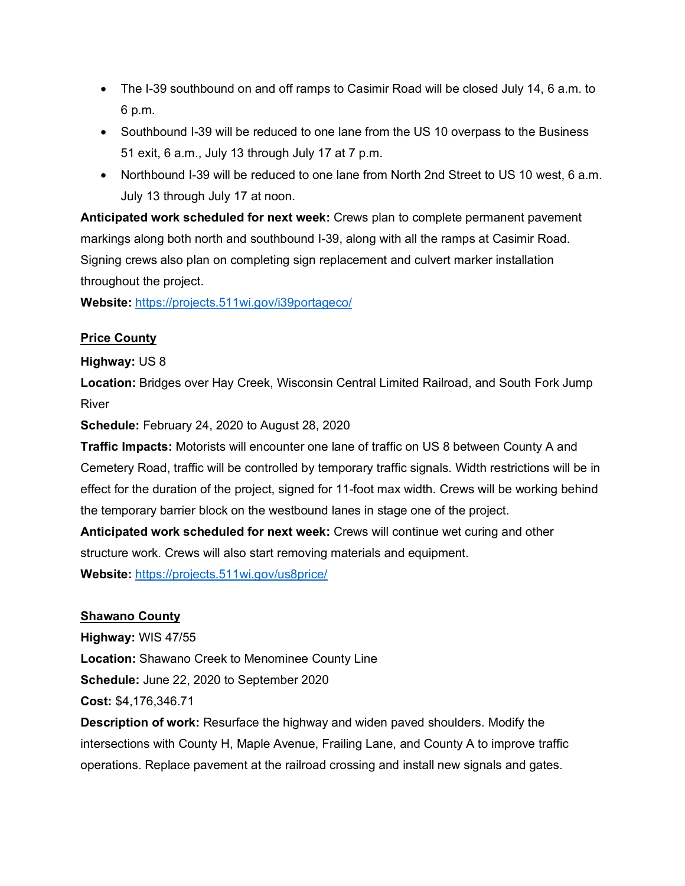- The I-39 southbound on and off ramps to Casimir Road will be closed July 14, 6 a.m. to 6 p.m.
- Southbound I-39 will be reduced to one lane from the US 10 overpass to the Business 51 exit, 6 a.m., July 13 through July 17 at 7 p.m.
- Northbound I-39 will be reduced to one lane from North 2nd Street to US 10 west, 6 a.m. July 13 through July 17 at noon.

**Anticipated work scheduled for next week:** Crews plan to complete permanent pavement markings along both north and southbound I-39, along with all the ramps at Casimir Road. Signing crews also plan on completing sign replacement and culvert marker installation throughout the project.

**Website:** [https://projects.511wi.gov/i39portageco/](https://projects.511wi.gov/i39portageco/)

## Price County

**Highway:** US 8

**Location:** Bridges over Hay Creek, Wisconsin Central Limited Railroad, and South Fork Jump River

**Schedule:** February 24, 2020 to August 28, 2020

**Traffic Impacts:** Motorists will encounter one lane of traffic on US 8 between County A and Cemetery Road, traffic will be controlled by temporary traffic signals. Width restrictions will be in effect for the duration of the project, signed for 11-foot max width. Crews will be working behind the temporary barrier block on the westbound lanes in stage one of the project.

**Anticipated work scheduled for next week:** Crews will continue wet curing and other structure work. Crews will also start removing materials and equipment.

**Website:** [https://projects.511wi.gov/us8price/](https://projects.511wi.gov/us8price/)

## Shawano County

**Highway:** WIS 47/55

**Location:** Shawano Creek to Menominee County Line

**Schedule:** June 22, 2020 to September 2020

**Cost:** $4,176,346.71

**Description of work:** Resurface the highway and widen paved shoulders. Modify the intersections with County H, Maple Avenue, Frailing Lane, and County A to improve traffic operations. Replace pavement at the railroad crossing and install new signals and gates.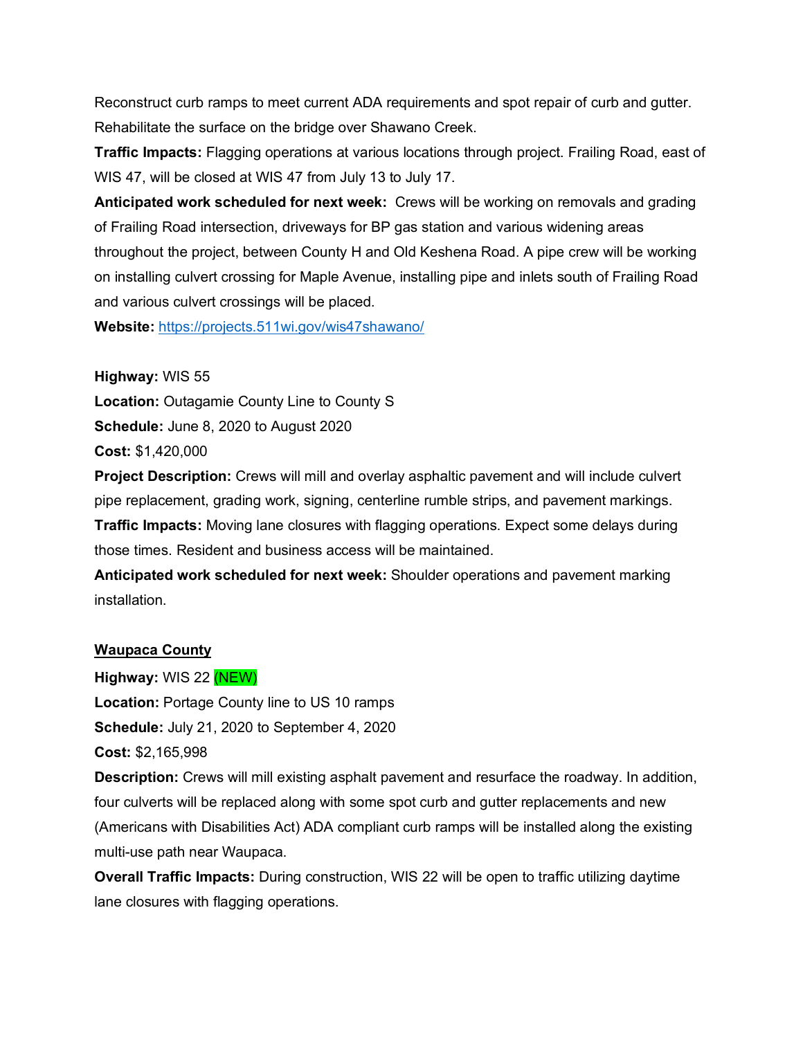Reconstruct curb ramps to meet current ADA requirements and spot repair of curb and gutter. Rehabilitate the surface on the bridge over Shawano Creek.

**Traffic Impacts:** Flagging operations at various locations through project. Frailing Road, east of WIS 47, will be closed at WIS 47 from July 13 to July 17.

**Anticipated work scheduled for next week:** Crews will be working on removals and grading of Frailing Road intersection, driveways for BP gas station and various widening areas throughout the project, between County H and Old Keshena Road. A pipe crew will be working on installing culvert crossing for Maple Avenue, installing pipe and inlets south of Frailing Road and various culvert crossings will be placed.

**Website:** [https://projects.511wi.gov/wis47shawano/](https://projects.511wi.gov/wis47shawano/)

**Highway:** WIS 55

**Location:** Outagamie County Line to County S

**Schedule:** June 8, 2020 to August 2020

**Cost:** $1,420,000

**Project Description:** Crews will mill and overlay asphaltic pavement and will include culvert pipe replacement, grading work, signing, centerline rumble strips, and pavement markings.

**Traffic Impacts:** Moving lane closures with flagging operations. Expect some delays during those times. Resident and business access will be maintained.

**Anticipated work scheduled for next week:** Shoulder operations and pavement marking installation.

**Waupaca County**

**Highway:** WIS 22 (NEW)

**Location:** Portage County line to US 10 ramps

**Schedule:** July 21, 2020 to September 4, 2020

**Cost:** $2,165,998

**Description:** Crews will mill existing asphalt pavement and resurface the roadway. In addition, four culverts will be replaced along with some spot curb and gutter replacements and new (Americans with Disabilities Act) ADA compliant curb ramps will be installed along the existing multi-use path near Waupaca.

**Overall Traffic Impacts:** During construction, WIS 22 will be open to traffic utilizing daytime lane closures with flagging operations.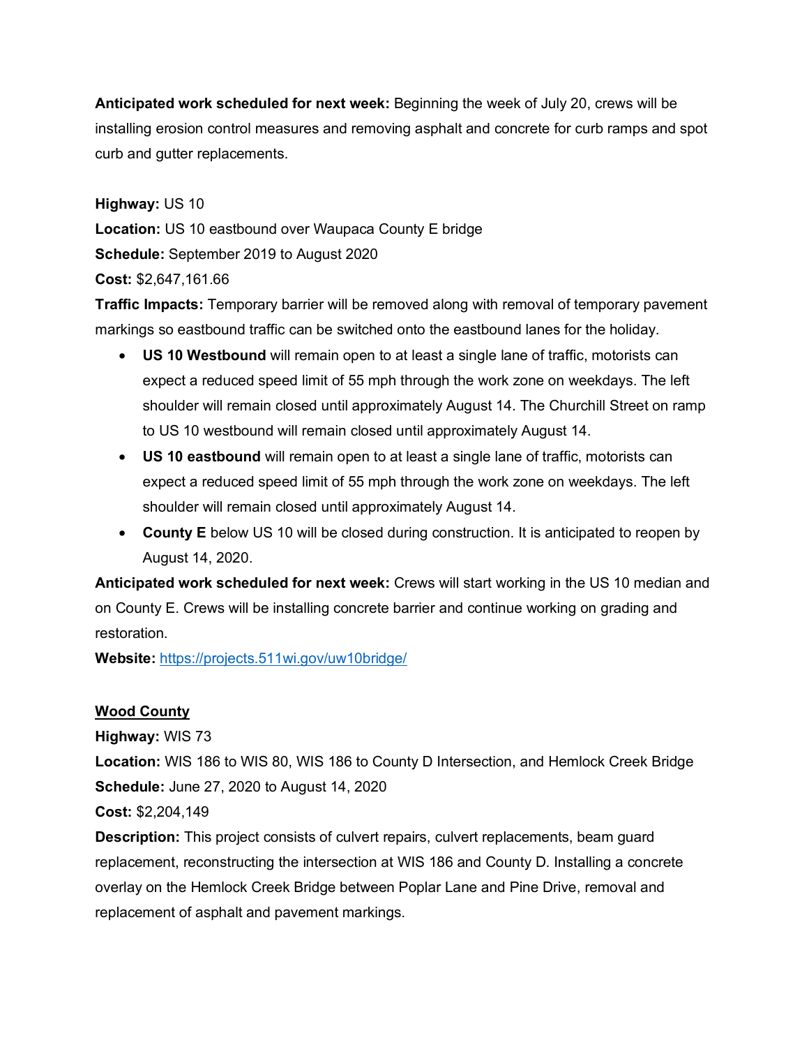**Anticipated work scheduled for next week:** Beginning the week of July 20, crews will be installing erosion control measures and removing asphalt and concrete for curb ramps and spot curb and gutter replacements.

**Highway:** US 10
**Location:** US 10 eastbound over Waupaca County E bridge
**Schedule:** September 2019 to August 2020
**Cost:** $2,647,161.66
**Traffic Impacts:** Temporary barrier will be removed along with removal of temporary pavement markings so eastbound traffic can be switched onto the eastbound lanes for the holiday.

- **US 10 Westbound** will remain open to at least a single lane of traffic, motorists can expect a reduced speed limit of 55 mph through the work zone on weekdays. The left shoulder will remain closed until approximately August 14. The Churchill Street on ramp to US 10 westbound will remain closed until approximately August 14.
- **US 10 eastbound** will remain open to at least a single lane of traffic, motorists can expect a reduced speed limit of 55 mph through the work zone on weekdays. The left shoulder will remain closed until approximately August 14.
- **County E** below US 10 will be closed during construction. It is anticipated to reopen by August 14, 2020.

**Anticipated work scheduled for next week:** Crews will start working in the US 10 median and on County E. Crews will be installing concrete barrier and continue working on grading and restoration.
**Website:** [https://projects.511wi.gov/uw10bridge/](https://projects.511wi.gov/uw10bridge/)

**Wood County**

**Highway:** WIS 73
**Location:** WIS 186 to WIS 80, WIS 186 to County D Intersection, and Hemlock Creek Bridge
**Schedule:** June 27, 2020 to August 14, 2020
**Cost:** $2,204,149
**Description:** This project consists of culvert repairs, culvert replacements, beam guard replacement, reconstructing the intersection at WIS 186 and County D. Installing a concrete overlay on the Hemlock Creek Bridge between Poplar Lane and Pine Drive, removal and replacement of asphalt and pavement markings.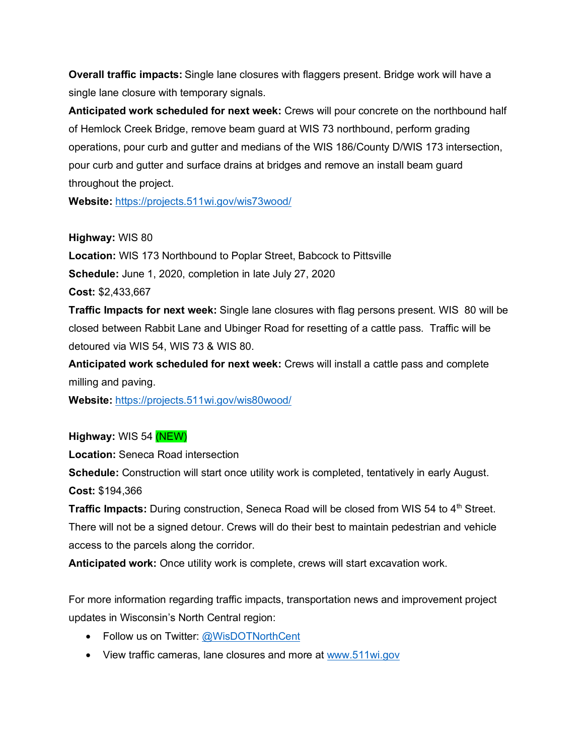**Overall traffic impacts:** Single lane closures with flaggers present. Bridge work will have a single lane closure with temporary signals.

**Anticipated work scheduled for next week:** Crews will pour concrete on the northbound half of Hemlock Creek Bridge, remove beam guard at WIS 73 northbound, perform grading operations, pour curb and gutter and medians of the WIS 186/County D/WIS 173 intersection, pour curb and gutter and surface drains at bridges and remove an install beam guard throughout the project.

**Website:** https://projects.511wi.gov/wis73wood/

**Highway:** WIS 80

**Location:** WIS 173 Northbound to Poplar Street, Babcock to Pittsville

**Schedule:** June 1, 2020, completion in late July 27, 2020

**Cost:** $2,433,667

**Traffic Impacts for next week:** Single lane closures with flag persons present. WIS 80 will be closed between Rabbit Lane and Ubinger Road for resetting of a cattle pass. Traffic will be detoured via WIS 54, WIS 73 & WIS 80.

**Anticipated work scheduled for next week:** Crews will install a cattle pass and complete milling and paving.

**Website:** https://projects.511wi.gov/wis80wood/

**Highway:** WIS 54 (NEW)

**Location:** Seneca Road intersection

**Schedule:** Construction will start once utility work is completed, tentatively in early August.

**Cost:** $194,366

**Traffic Impacts:** During construction, Seneca Road will be closed from WIS 54 to 4th Street. There will not be a signed detour. Crews will do their best to maintain pedestrian and vehicle access to the parcels along the corridor.

**Anticipated work:** Once utility work is complete, crews will start excavation work.

For more information regarding traffic impacts, transportation news and improvement project updates in Wisconsin's North Central region:

- Follow us on Twitter: @WisDOTNorthCent
- View traffic cameras, lane closures and more at www.511wi.gov